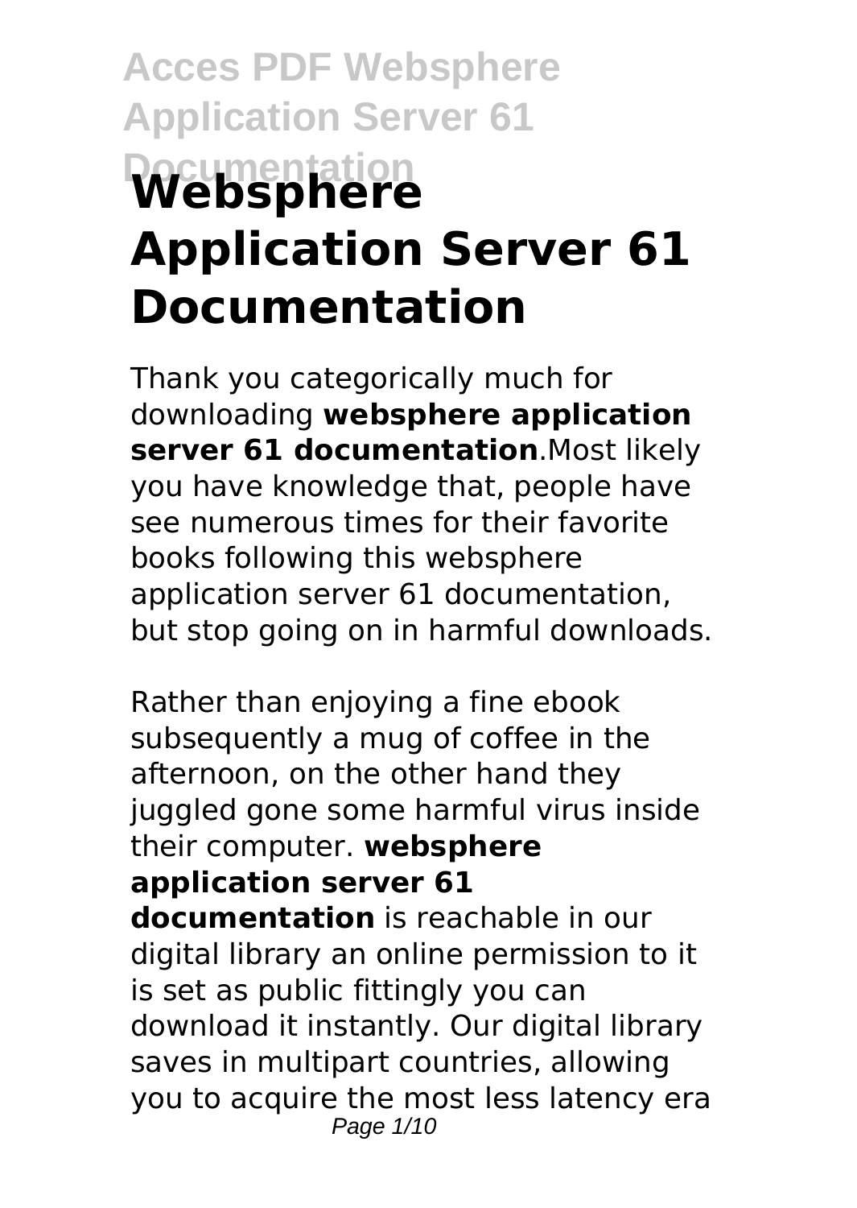# Websphere Application Server 61 Documentation

Thank you categorically much for downloading **websphere application server 61 documentation**.Most likely you have knowledge that, people have see numerous times for their favorite books following this websphere application server 61 documentation, but stop going on in harmful downloads.

Rather than enjoying a fine ebook subsequently a mug of coffee in the afternoon, on the other hand they juggled gone some harmful virus inside their computer. **websphere application server 61 documentation** is reachable in our digital library an online permission to it is set as public fittingly you can download it instantly. Our digital library saves in multipart countries, allowing you to acquire the most less latency era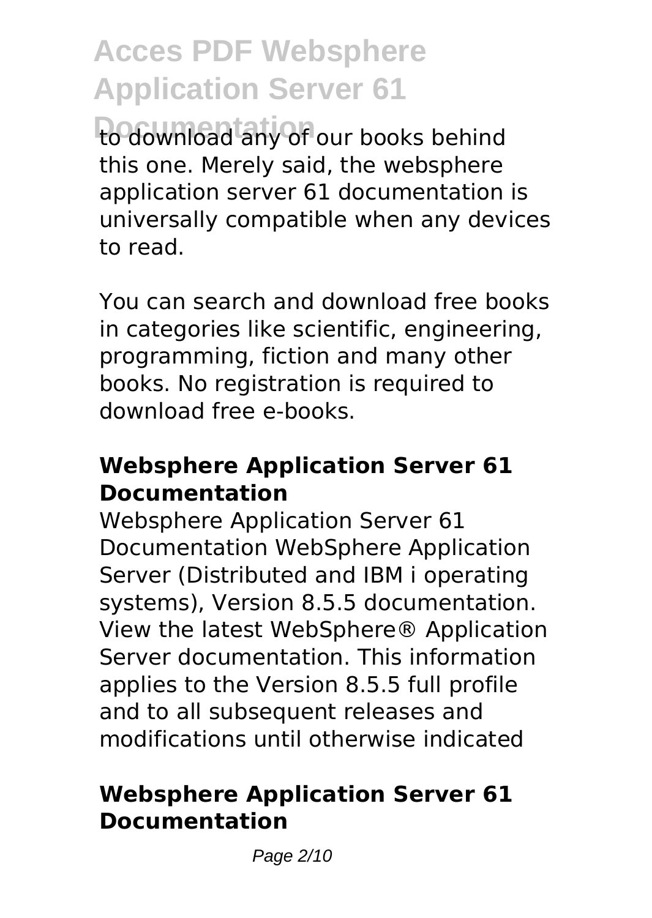to download any of our books behind this one. Merely said, the websphere application server 61 documentation is universally compatible when any devices to read.

You can search and download free books in categories like scientific, engineering, programming, fiction and many other books. No registration is required to download free e-books.

## Websphere Application Server 61 Documentation

Websphere Application Server 61 Documentation WebSphere Application Server (Distributed and IBM i operating systems), Version 8.5.5 documentation. View the latest WebSphere® Application Server documentation. This information applies to the Version 8.5.5 full profile and to all subsequent releases and modifications until otherwise indicated

## Websphere Application Server 61 Documentation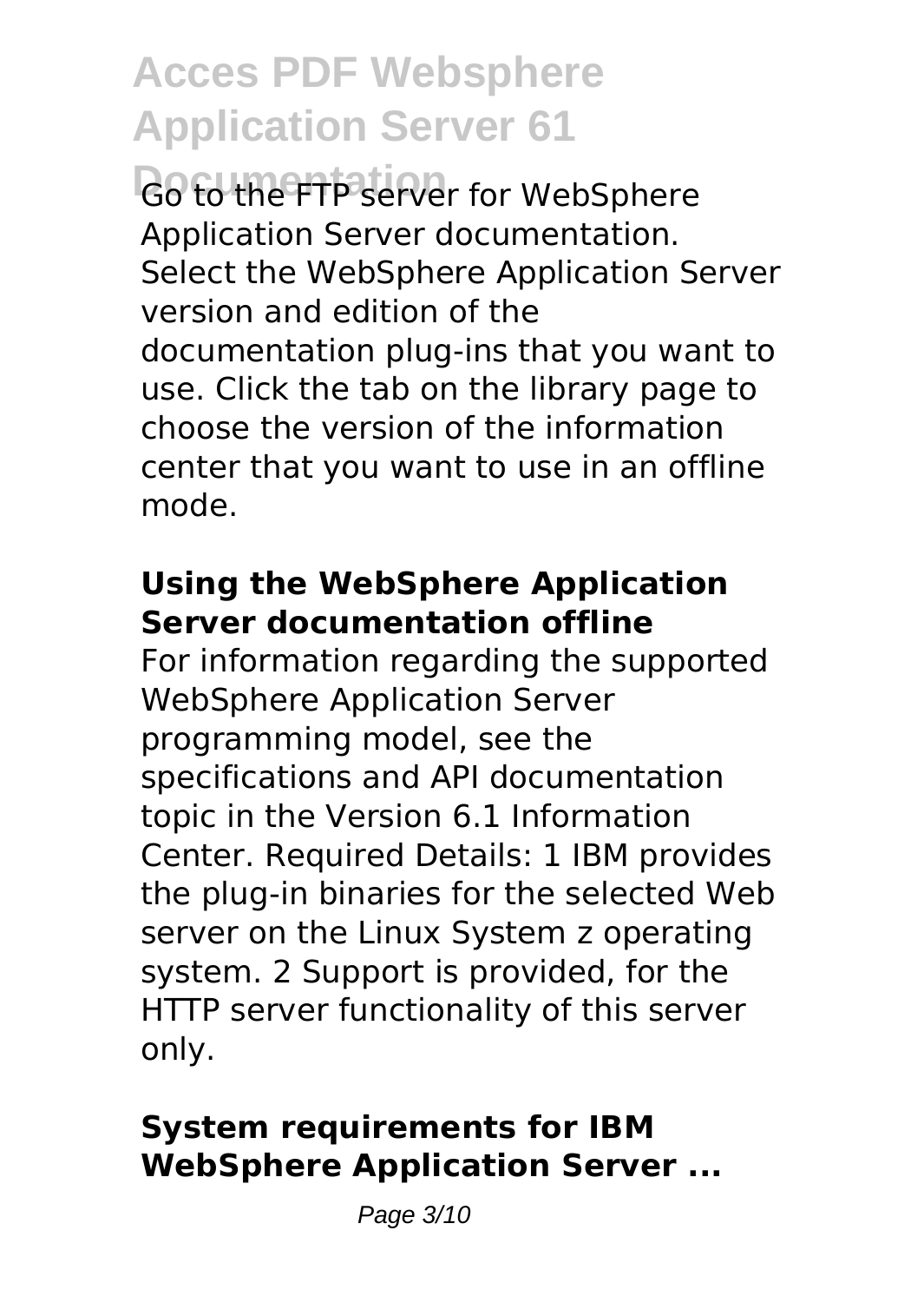Go to the FTP server for WebSphere Application Server documentation. Select the WebSphere Application Server version and edition of the documentation plug-ins that you want to use. Click the tab on the library page to choose the version of the information center that you want to use in an offline mode.

### Using the WebSphere Application Server documentation offline

For information regarding the supported WebSphere Application Server programming model, see the specifications and API documentation topic in the Version 6.1 Information Center. Required Details: 1 IBM provides the plug-in binaries for the selected Web server on the Linux System z operating system. 2 Support is provided, for the HTTP server functionality of this server only.

### System requirements for IBM WebSphere Application Server ...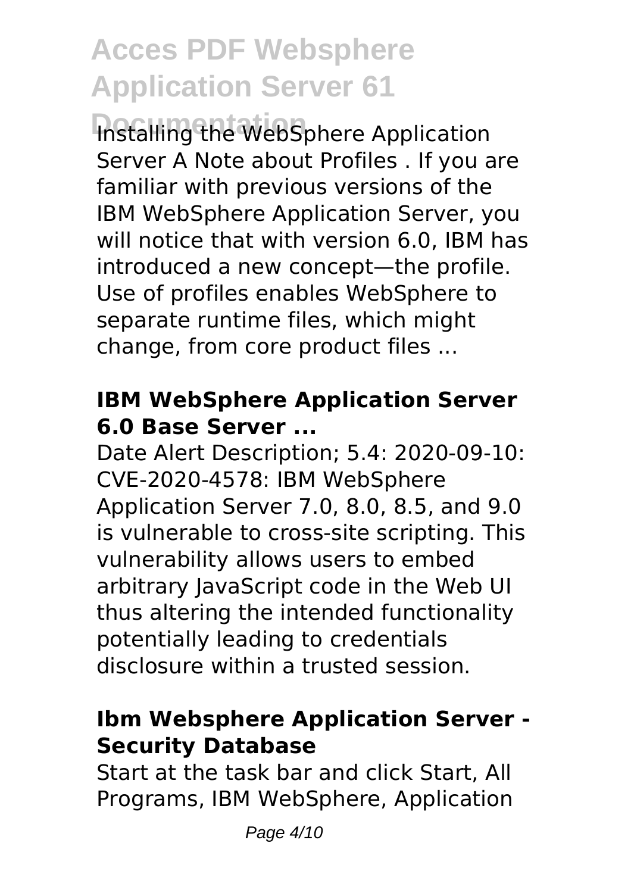Installing the WebSphere Application Server A Note about Profiles . If you are familiar with previous versions of the IBM WebSphere Application Server, you will notice that with version 6.0, IBM has introduced a new concept—the profile. Use of profiles enables WebSphere to separate runtime files, which might change, from core product files ...

### IBM WebSphere Application Server 6.0 Base Server ...

Date Alert Description; 5.4: 2020-09-10: CVE-2020-4578: IBM WebSphere Application Server 7.0, 8.0, 8.5, and 9.0 is vulnerable to cross-site scripting. This vulnerability allows users to embed arbitrary JavaScript code in the Web UI thus altering the intended functionality potentially leading to credentials disclosure within a trusted session.

### Ibm Websphere Application Server - Security Database

Start at the task bar and click Start, All Programs, IBM WebSphere, Application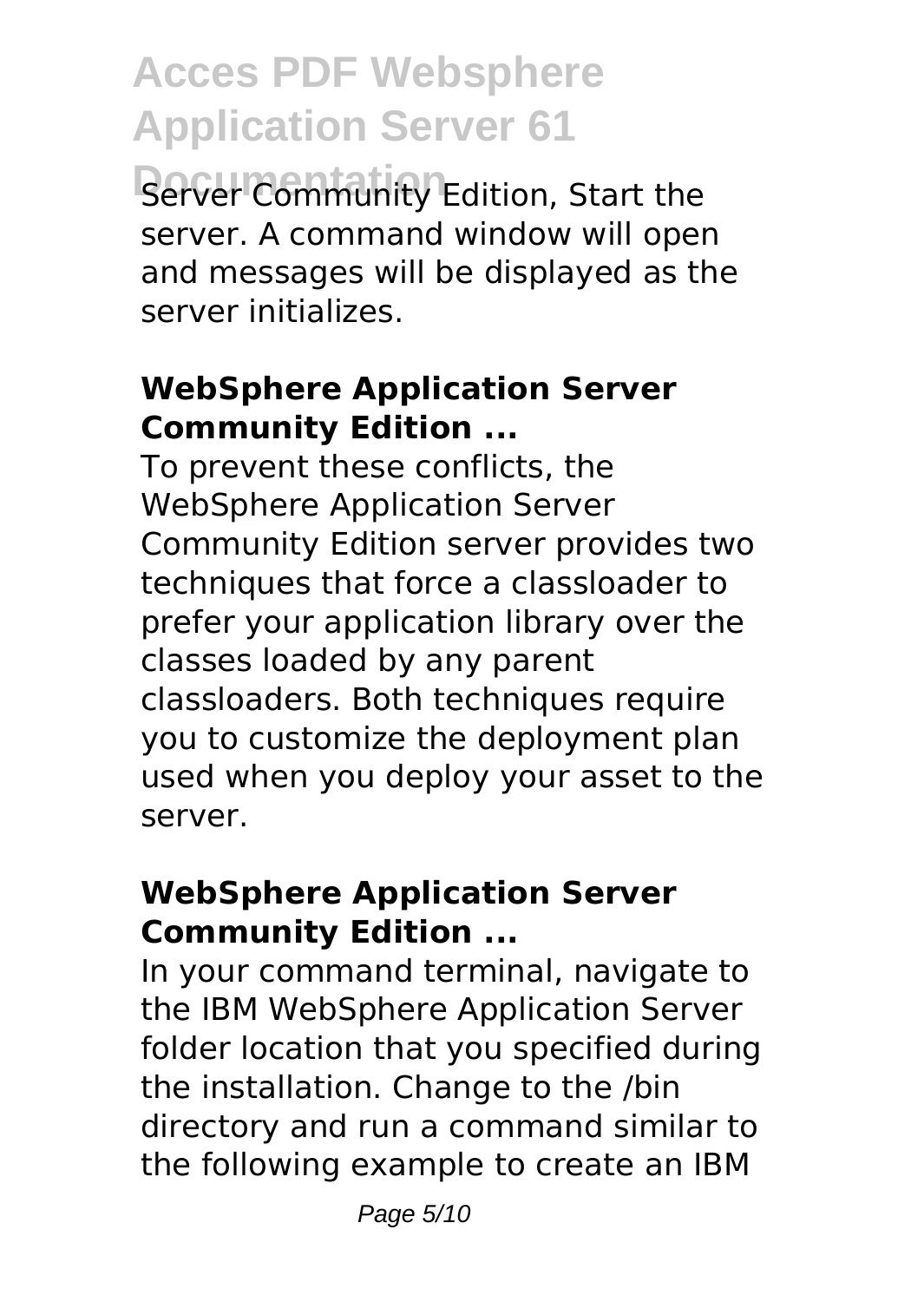Server Community Edition, Start the server. A command window will open and messages will be displayed as the server initializes.

### WebSphere Application Server Community Edition ...

To prevent these conflicts, the WebSphere Application Server Community Edition server provides two techniques that force a classloader to prefer your application library over the classes loaded by any parent classloaders. Both techniques require you to customize the deployment plan used when you deploy your asset to the server.

### WebSphere Application Server Community Edition ...

In your command terminal, navigate to the IBM WebSphere Application Server folder location that you specified during the installation. Change to the /bin directory and run a command similar to the following example to create an IBM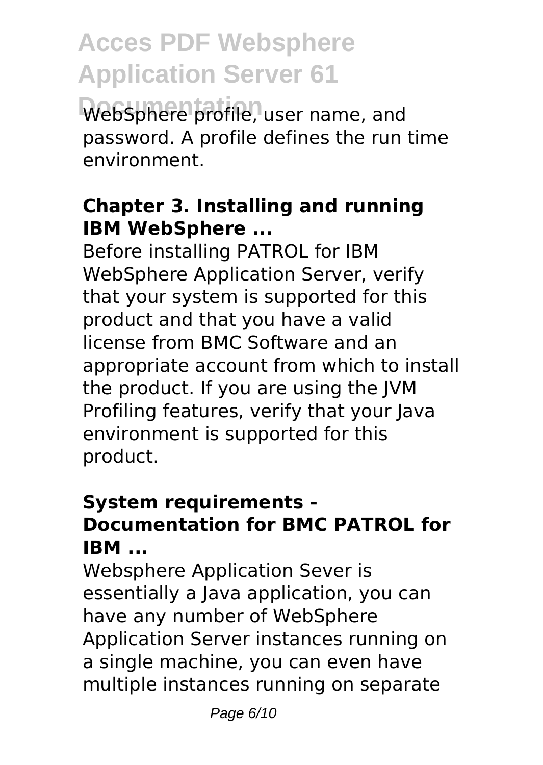WebSphere profile, user name, and password. A profile defines the run time environment.

### **Chapter 3. Installing and running IBM WebSphere ...**

Before installing PATROL for IBM WebSphere Application Server, verify that your system is supported for this product and that you have a valid license from BMC Software and an appropriate account from which to install the product. If you are using the JVM Profiling features, verify that your Java environment is supported for this product.

### **System requirements - Documentation for BMC PATROL for IBM ...**

Websphere Application Sever is essentially a Java application, you can have any number of WebSphere Application Server instances running on a single machine, you can even have multiple instances running on separate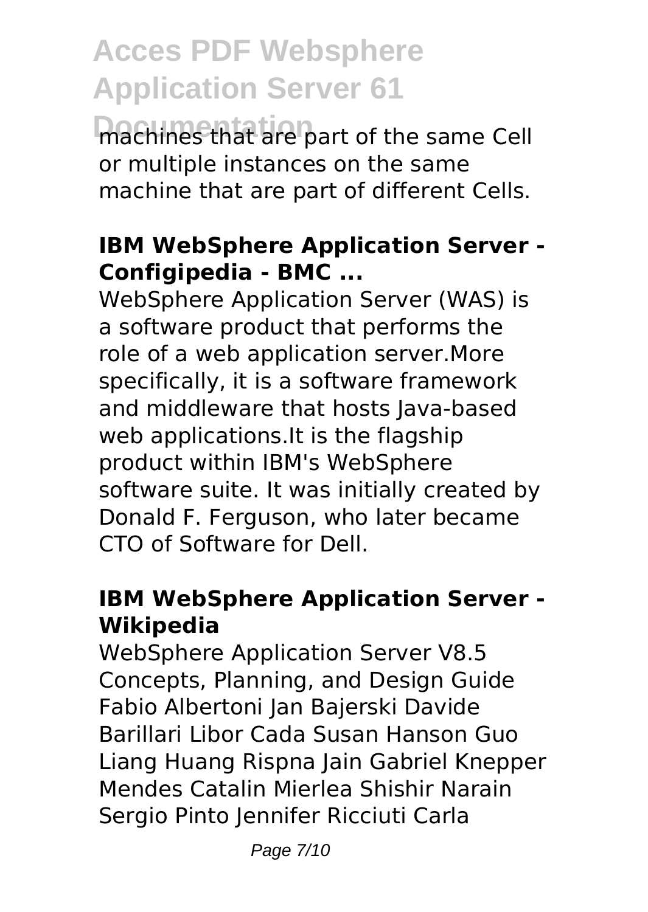machines that are part of the same Cell or multiple instances on the same machine that are part of different Cells.

## IBM WebSphere Application Server - Configipedia - BMC ...

WebSphere Application Server (WAS) is a software product that performs the role of a web application server.More specifically, it is a software framework and middleware that hosts Java-based web applications.It is the flagship product within IBM's WebSphere software suite. It was initially created by Donald F. Ferguson, who later became CTO of Software for Dell.

## IBM WebSphere Application Server - Wikipedia

WebSphere Application Server V8.5 Concepts, Planning, and Design Guide Fabio Albertoni Jan Bajerski Davide Barillari Libor Cada Susan Hanson Guo Liang Huang Rispna Jain Gabriel Knepper Mendes Catalin Mierlea Shishir Narain Sergio Pinto Jennifer Ricciuti Carla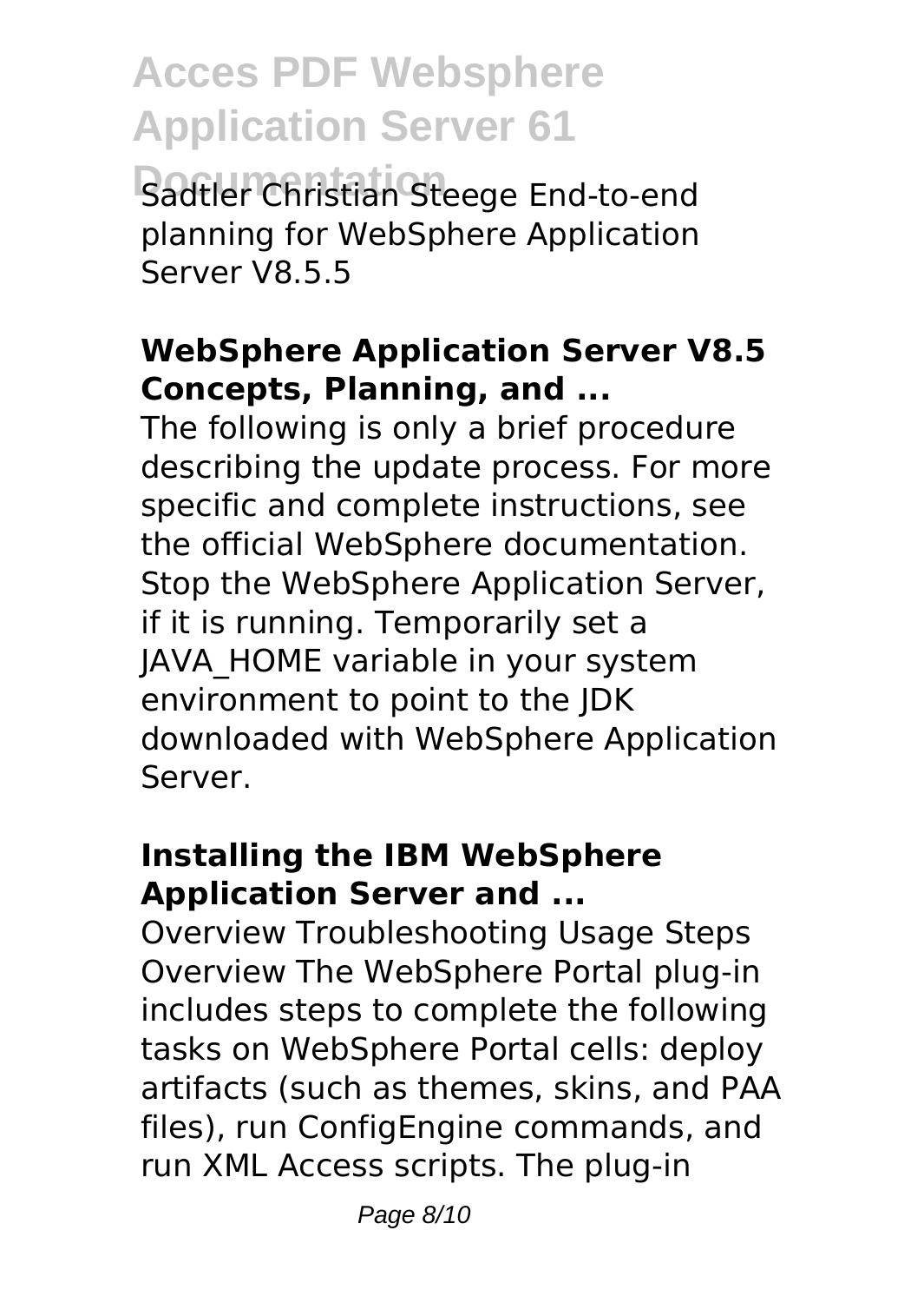Sadtler Christian Steege End-to-end planning for WebSphere Application Server V8.5.5

### WebSphere Application Server V8.5 Concepts, Planning, and ...

The following is only a brief procedure describing the update process. For more specific and complete instructions, see the official WebSphere documentation. Stop the WebSphere Application Server, if it is running. Temporarily set a JAVA_HOME variable in your system environment to point to the JDK downloaded with WebSphere Application Server.

### Installing the IBM WebSphere Application Server and ...

Overview Troubleshooting Usage Steps Overview The WebSphere Portal plug-in includes steps to complete the following tasks on WebSphere Portal cells: deploy artifacts (such as themes, skins, and PAA files), run ConfigEngine commands, and run XML Access scripts. The plug-in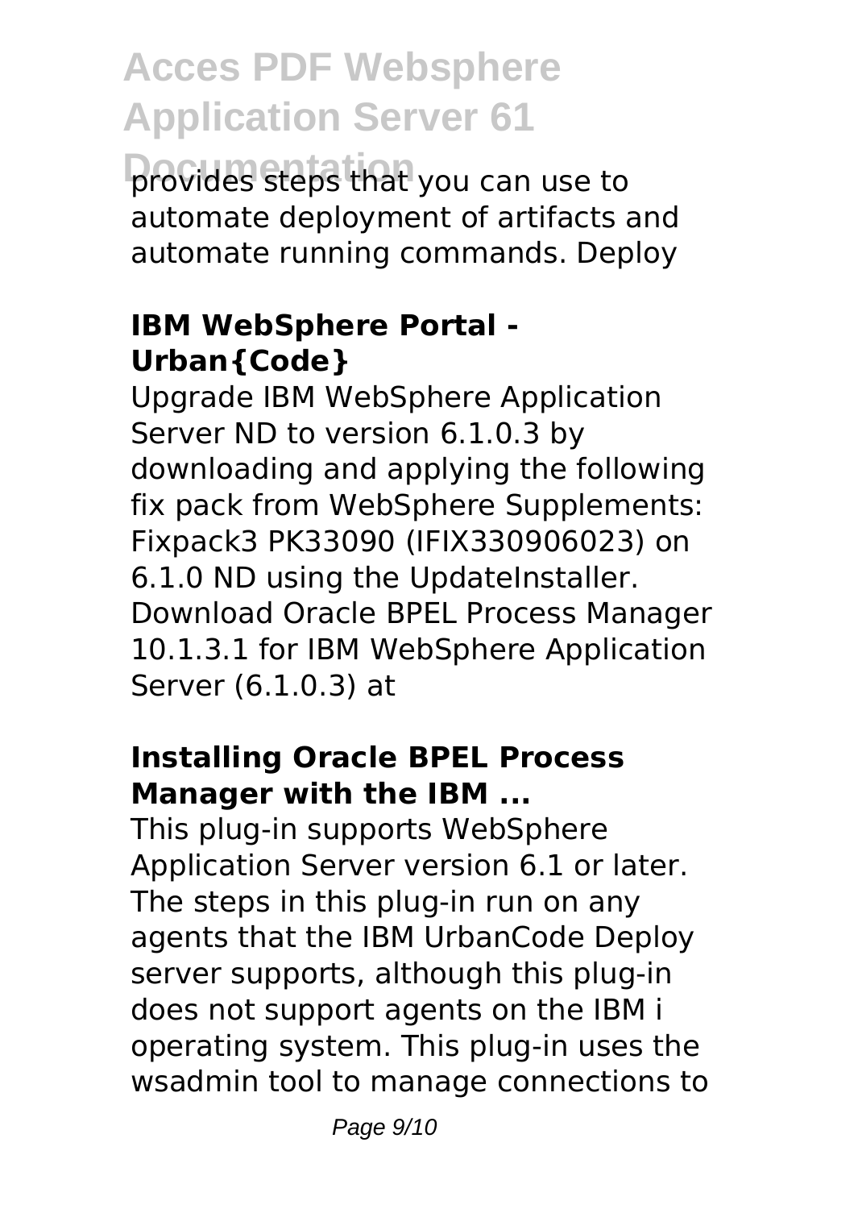provides steps that you can use to automate deployment of artifacts and automate running commands. Deploy

### IBM WebSphere Portal - Urban{Code}

Upgrade IBM WebSphere Application Server ND to version 6.1.0.3 by downloading and applying the following fix pack from WebSphere Supplements: Fixpack3 PK33090 (IFIX330906023) on 6.1.0 ND using the UpdateInstaller. Download Oracle BPEL Process Manager 10.1.3.1 for IBM WebSphere Application Server (6.1.0.3) at

### Installing Oracle BPEL Process Manager with the IBM ...

This plug-in supports WebSphere Application Server version 6.1 or later. The steps in this plug-in run on any agents that the IBM UrbanCode Deploy server supports, although this plug-in does not support agents on the IBM i operating system. This plug-in uses the wsadmin tool to manage connections to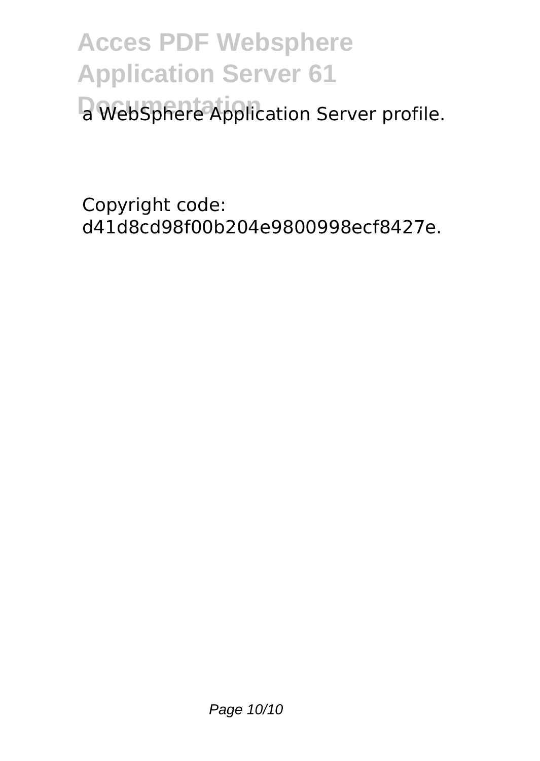a WebSphere Application Server profile.

Copyright code: d41d8cd98f00b204e9800998ecf8427e.